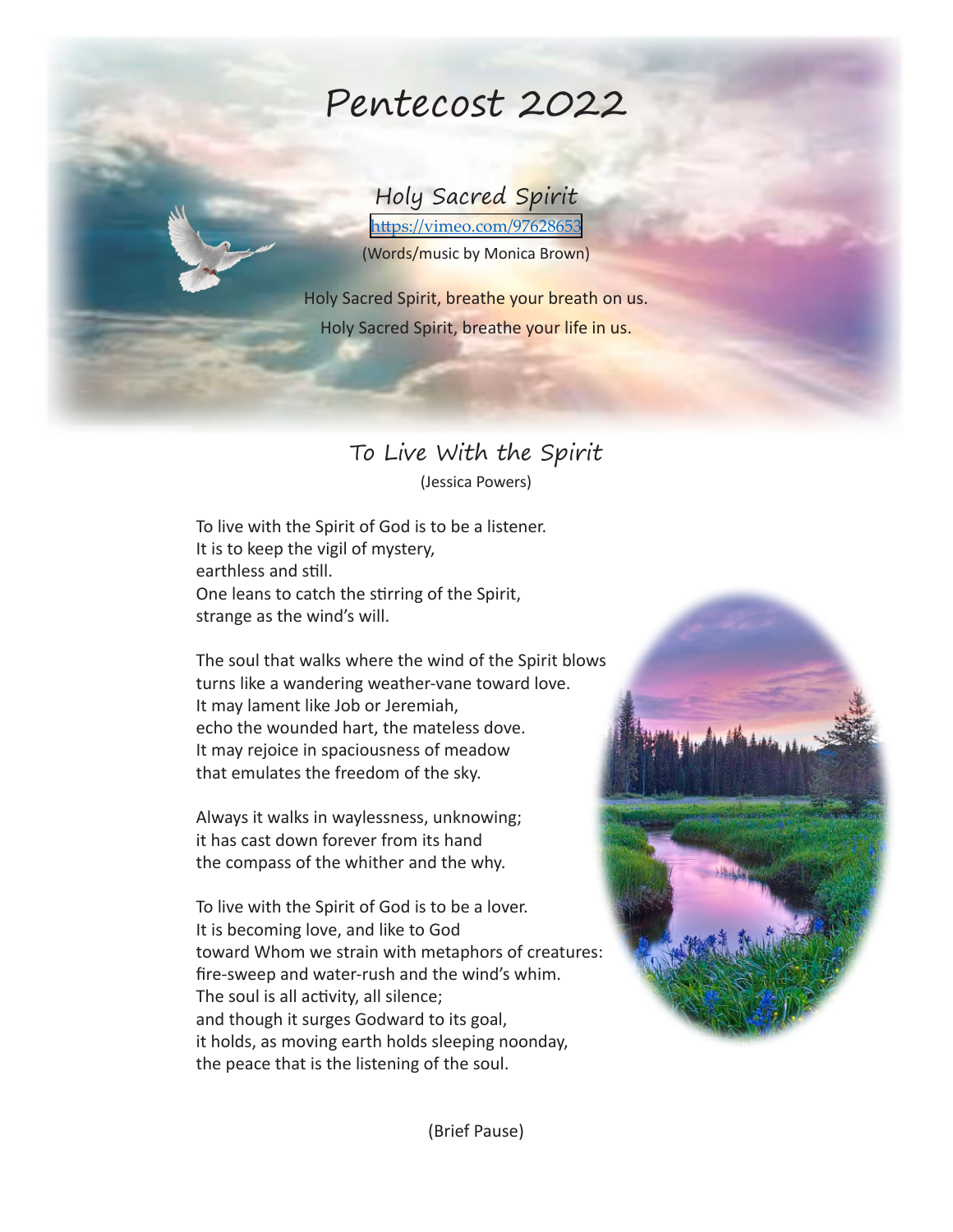# Pentecost 2022

## Holy Sacred Spirit

https://vimeo.com/97628653

(Words/music by Monica Brown)

Holy Sacred Spirit, breathe your breath on us.
Holy Sacred Spirit, breathe your life in us.

## To Live With the Spirit

(Jessica Powers)

To live with the Spirit of God is to be a listener.
It is to keep the vigil of mystery,
earthless and still.
One leans to catch the stirring of the Spirit,
strange as the wind's will.

The soul that walks where the wind of the Spirit blows
turns like a wandering weather-vane toward love.
It may lament like Job or Jeremiah,
echo the wounded hart, the mateless dove.
It may rejoice in spaciousness of meadow
that emulates the freedom of the sky.

Always it walks in waylessness, unknowing;
it has cast down forever from its hand
the compass of the whither and the why.

To live with the Spirit of God is to be a lover.
It is becoming love, and like to God
toward Whom we strain with metaphors of creatures:
fire-sweep and water-rush and the wind's whim.
The soul is all activity, all silence;
and though it surges Godward to its goal,
it holds, as moving earth holds sleeping noonday,
the peace that is the listening of the soul.

(Brief Pause)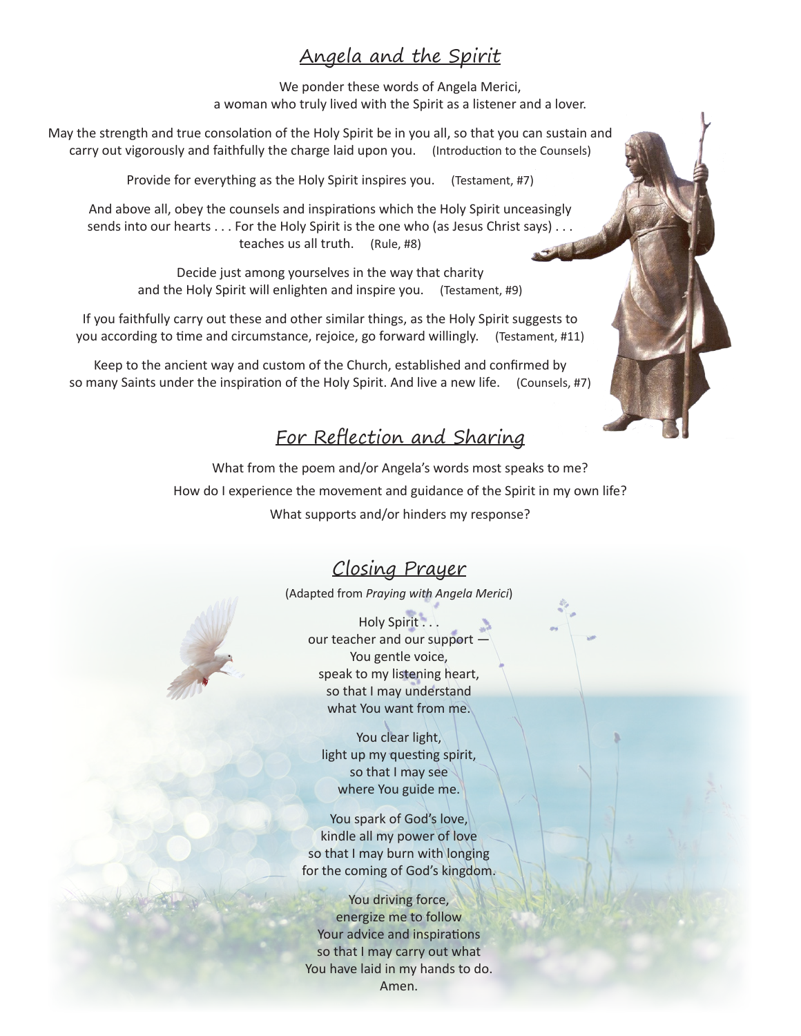## Angela and the Spirit

We ponder these words of Angela Merici,
a woman who truly lived with the Spirit as a listener and a lover.

May the strength and true consolation of the Holy Spirit be in you all, so that you can sustain and carry out vigorously and faithfully the charge laid upon you. (Introduction to the Counsels)

Provide for everything as the Holy Spirit inspires you. (Testament, #7)

And above all, obey the counsels and inspirations which the Holy Spirit unceasingly sends into our hearts . . . For the Holy Spirit is the one who (as Jesus Christ says) . . . teaches us all truth. (Rule, #8)

Decide just among yourselves in the way that charity and the Holy Spirit will enlighten and inspire you. (Testament, #9)

If you faithfully carry out these and other similar things, as the Holy Spirit suggests to you according to time and circumstance, rejoice, go forward willingly. (Testament, #11)

Keep to the ancient way and custom of the Church, established and confirmed by so many Saints under the inspiration of the Holy Spirit. And live a new life. (Counsels, #7)

## For Reflection and Sharing

What from the poem and/or Angela's words most speaks to me?

How do I experience the movement and guidance of the Spirit in my own life?

What supports and/or hinders my response?

## Closing Prayer

(Adapted from *Praying with Angela Merici*)

Holy Spirit . . .
our teacher and our support —
You gentle voice,
speak to my listening heart,
so that I may understand
what You want from me.

You clear light,
light up my questing spirit,
so that I may see
where You guide me.

You spark of God's love,
kindle all my power of love
so that I may burn with longing
for the coming of God's kingdom.

You driving force,
energize me to follow
Your advice and inspirations
so that I may carry out what
You have laid in my hands to do.
Amen.